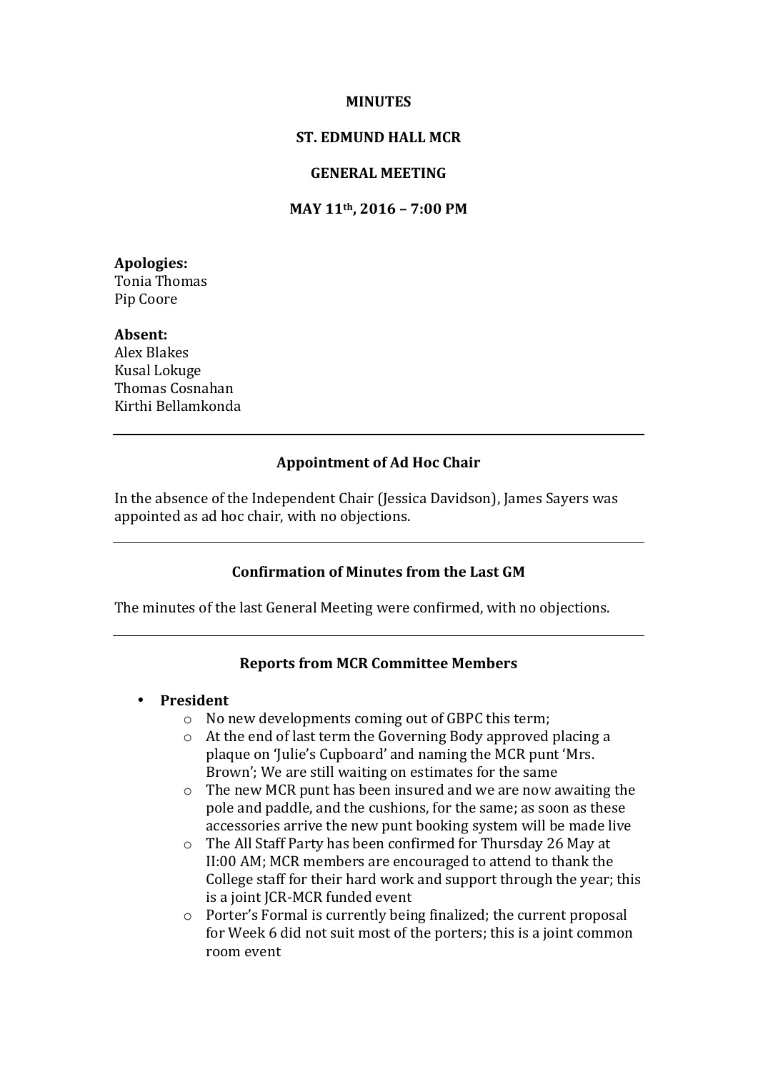**MINUTES**

**ST. EDMUND HALL MCR**

**GENERAL MEETING**

**MAY 11th, 2016 – 7:00 PM**

**Apologies:**
Tonia Thomas
Pip Coore

**Absent:**
Alex Blakes
Kusal Lokuge
Thomas Cosnahan
Kirthi Bellamkonda

---

## Appointment of Ad Hoc Chair

In the absence of the Independent Chair (Jessica Davidson), James Sayers was appointed as ad hoc chair, with no objections.

---

## Confirmation of Minutes from the Last GM

The minutes of the last General Meeting were confirmed, with no objections.

---

## Reports from MCR Committee Members

- **President**
  - No new developments coming out of GBPC this term;
  - At the end of last term the Governing Body approved placing a plaque on 'Julie's Cupboard' and naming the MCR punt 'Mrs. Brown'; We are still waiting on estimates for the same
  - The new MCR punt has been insured and we are now awaiting the pole and paddle, and the cushions, for the same; as soon as these accessories arrive the new punt booking system will be made live
  - The All Staff Party has been confirmed for Thursday 26 May at II:00 AM; MCR members are encouraged to attend to thank the College staff for their hard work and support through the year; this is a joint JCR-MCR funded event
  - Porter's Formal is currently being finalized; the current proposal for Week 6 did not suit most of the porters; this is a joint common room event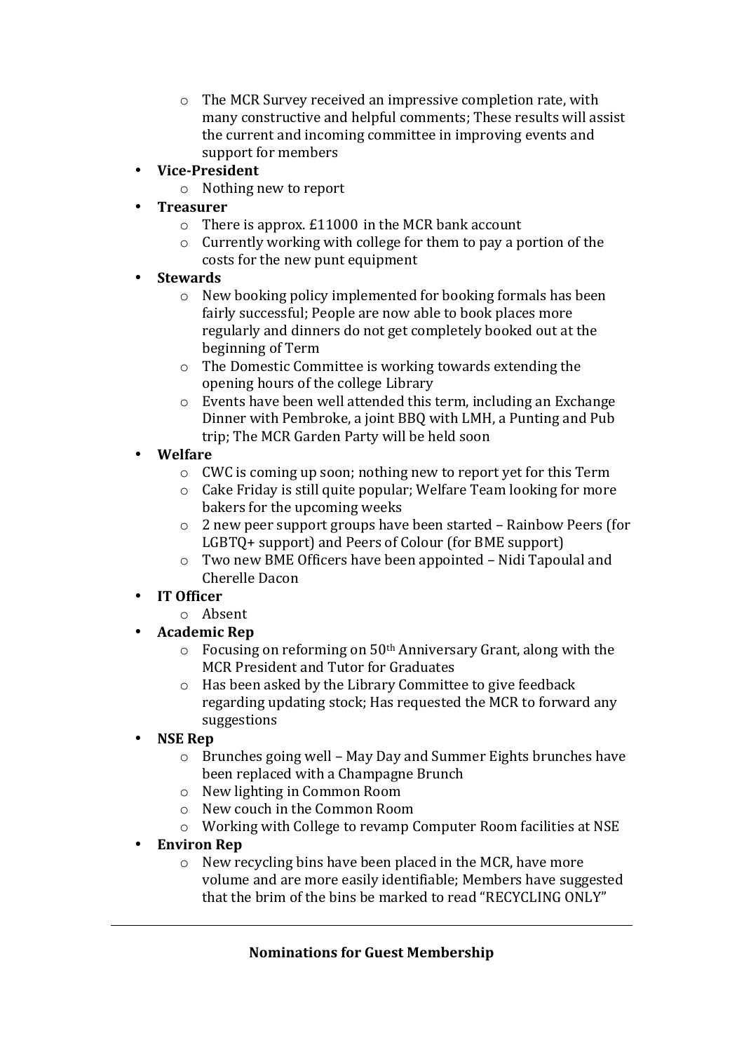- The MCR Survey received an impressive completion rate, with many constructive and helpful comments; These results will assist the current and incoming committee in improving events and support for members
- **Vice-President**
    - Nothing new to report
- **Treasurer**
    - There is approx. £11000 in the MCR bank account
    - Currently working with college for them to pay a portion of the costs for the new punt equipment
- **Stewards**
    - New booking policy implemented for booking formals has been fairly successful; People are now able to book places more regularly and dinners do not get completely booked out at the beginning of Term
    - The Domestic Committee is working towards extending the opening hours of the college Library
    - Events have been well attended this term, including an Exchange Dinner with Pembroke, a joint BBQ with LMH, a Punting and Pub trip; The MCR Garden Party will be held soon
- **Welfare**
    - CWC is coming up soon; nothing new to report yet for this Term
    - Cake Friday is still quite popular; Welfare Team looking for more bakers for the upcoming weeks
    - 2 new peer support groups have been started – Rainbow Peers (for LGBTQ+ support) and Peers of Colour (for BME support)
    - Two new BME Officers have been appointed – Nidi Tapoulal and Cherelle Dacon
- **IT Officer**
    - Absent
- **Academic Rep**
    - Focusing on reforming on 50th Anniversary Grant, along with the MCR President and Tutor for Graduates
    - Has been asked by the Library Committee to give feedback regarding updating stock; Has requested the MCR to forward any suggestions
- **NSE Rep**
    - Brunches going well – May Day and Summer Eights brunches have been replaced with a Champagne Brunch
    - New lighting in Common Room
    - New couch in the Common Room
    - Working with College to revamp Computer Room facilities at NSE
- **Environ Rep**
    - New recycling bins have been placed in the MCR, have more volume and are more easily identifiable; Members have suggested that the brim of the bins be marked to read "RECYCLING ONLY"

---

**Nominations for Guest Membership**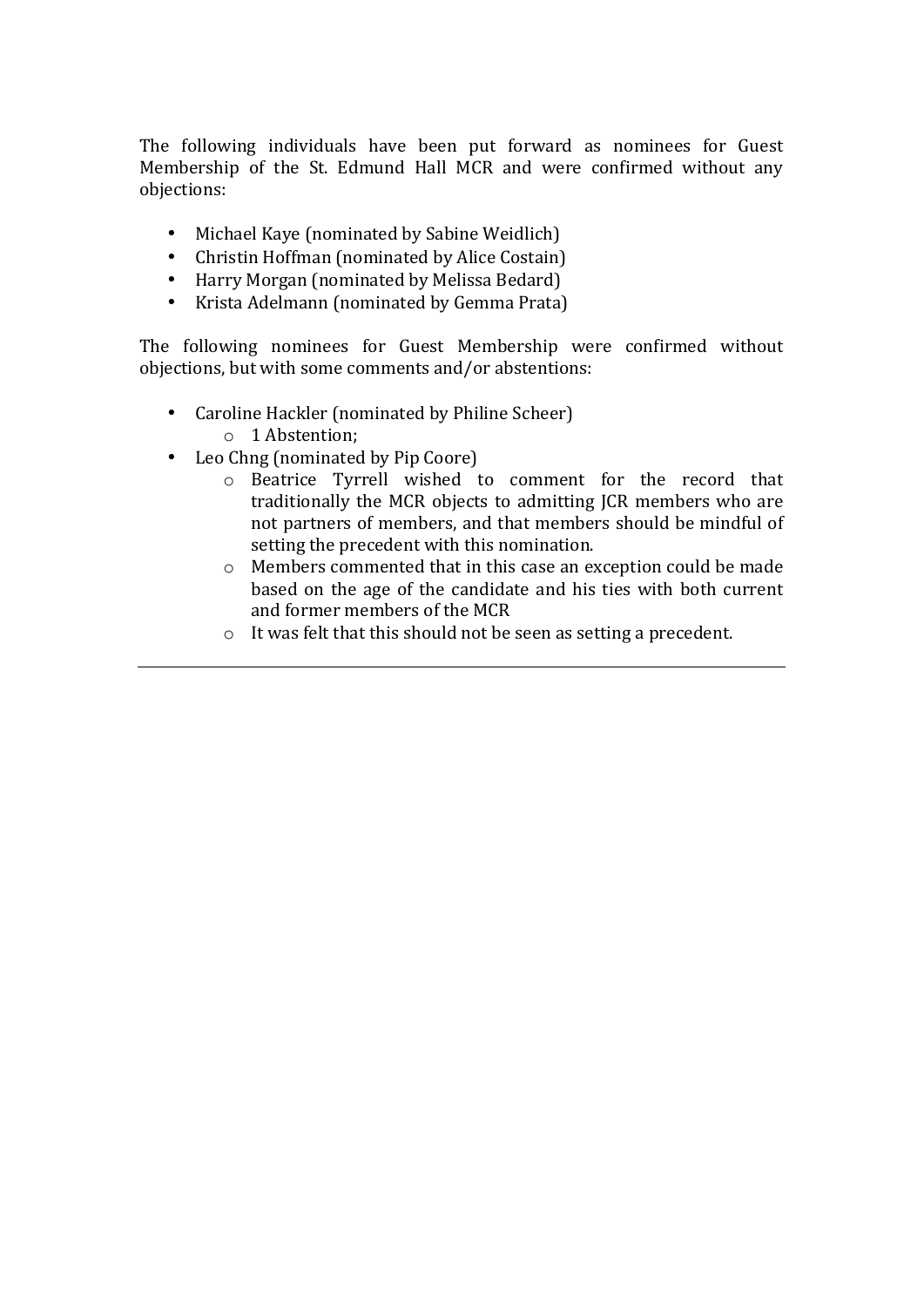The following individuals have been put forward as nominees for Guest Membership of the St. Edmund Hall MCR and were confirmed without any objections:

- Michael Kaye (nominated by Sabine Weidlich)
- Christin Hoffman (nominated by Alice Costain)
- Harry Morgan (nominated by Melissa Bedard)
- Krista Adelmann (nominated by Gemma Prata)

The following nominees for Guest Membership were confirmed without objections, but with some comments and/or abstentions:

- Caroline Hackler (nominated by Philine Scheer)
  - 1 Abstention;
- Leo Chng (nominated by Pip Coore)
  - Beatrice Tyrrell wished to comment for the record that traditionally the MCR objects to admitting JCR members who are not partners of members, and that members should be mindful of setting the precedent with this nomination.
  - Members commented that in this case an exception could be made based on the age of the candidate and his ties with both current and former members of the MCR
  - It was felt that this should not be seen as setting a precedent.

---